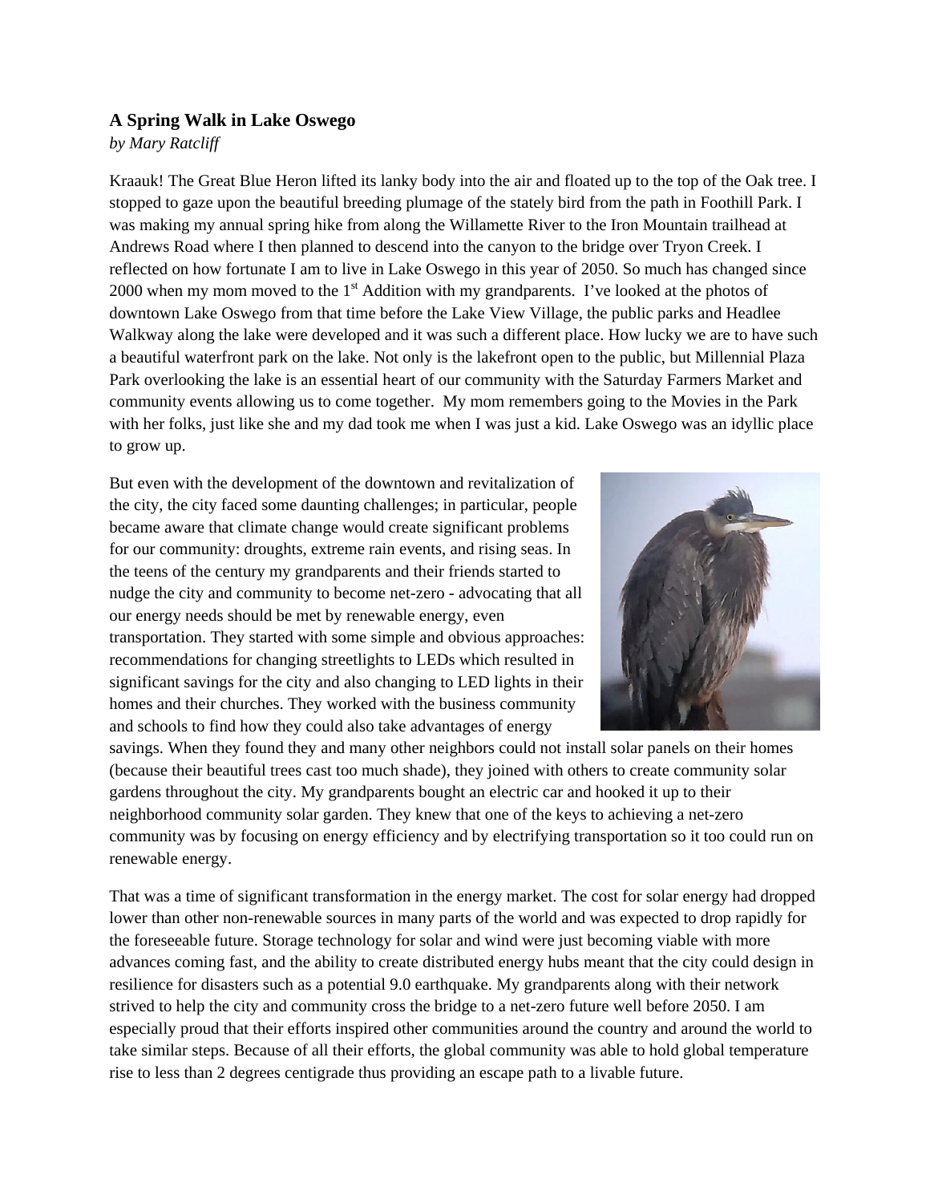### A Spring Walk in Lake Oswego

*by Mary Ratcliff*

Kraauk! The Great Blue Heron lifted its lanky body into the air and floated up to the top of the Oak tree. I stopped to gaze upon the beautiful breeding plumage of the stately bird from the path in Foothill Park. I was making my annual spring hike from along the Willamette River to the Iron Mountain trailhead at Andrews Road where I then planned to descend into the canyon to the bridge over Tryon Creek. I reflected on how fortunate I am to live in Lake Oswego in this year of 2050. So much has changed since 2000 when my mom moved to the 1st Addition with my grandparents. I've looked at the photos of downtown Lake Oswego from that time before the Lake View Village, the public parks and Headlee Walkway along the lake were developed and it was such a different place. How lucky we are to have such a beautiful waterfront park on the lake. Not only is the lakefront open to the public, but Millennial Plaza Park overlooking the lake is an essential heart of our community with the Saturday Farmers Market and community events allowing us to come together. My mom remembers going to the Movies in the Park with her folks, just like she and my dad took me when I was just a kid. Lake Oswego was an idyllic place to grow up.

But even with the development of the downtown and revitalization of the city, the city faced some daunting challenges; in particular, people became aware that climate change would create significant problems for our community: droughts, extreme rain events, and rising seas. In the teens of the century my grandparents and their friends started to nudge the city and community to become net-zero - advocating that all our energy needs should be met by renewable energy, even transportation. They started with some simple and obvious approaches: recommendations for changing streetlights to LEDs which resulted in significant savings for the city and also changing to LED lights in their homes and their churches. They worked with the business community and schools to find how they could also take advantages of energy savings. When they found they and many other neighbors could not install solar panels on their homes (because their beautiful trees cast too much shade), they joined with others to create community solar gardens throughout the city. My grandparents bought an electric car and hooked it up to their neighborhood community solar garden. They knew that one of the keys to achieving a net-zero community was by focusing on energy efficiency and by electrifying transportation so it too could run on renewable energy.

That was a time of significant transformation in the energy market. The cost for solar energy had dropped lower than other non-renewable sources in many parts of the world and was expected to drop rapidly for the foreseeable future. Storage technology for solar and wind were just becoming viable with more advances coming fast, and the ability to create distributed energy hubs meant that the city could design in resilience for disasters such as a potential 9.0 earthquake. My grandparents along with their network strived to help the city and community cross the bridge to a net-zero future well before 2050. I am especially proud that their efforts inspired other communities around the country and around the world to take similar steps. Because of all their efforts, the global community was able to hold global temperature rise to less than 2 degrees centigrade thus providing an escape path to a livable future.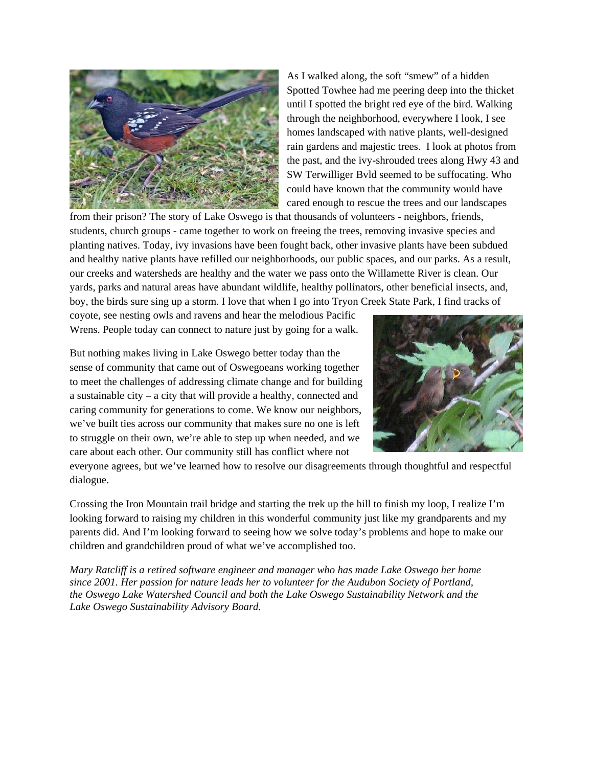As I walked along, the soft "smew" of a hidden Spotted Towhee had me peering deep into the thicket until I spotted the bright red eye of the bird. Walking through the neighborhood, everywhere I look, I see homes landscaped with native plants, well-designed rain gardens and majestic trees. I look at photos from the past, and the ivy-shrouded trees along Hwy 43 and SW Terwilliger Bvld seemed to be suffocating. Who could have known that the community would have cared enough to rescue the trees and our landscapes from their prison? The story of Lake Oswego is that thousands of volunteers - neighbors, friends, students, church groups - came together to work on freeing the trees, removing invasive species and planting natives. Today, ivy invasions have been fought back, other invasive plants have been subdued and healthy native plants have refilled our neighborhoods, our public spaces, and our parks. As a result, our creeks and watersheds are healthy and the water we pass onto the Willamette River is clean. Our yards, parks and natural areas have abundant wildlife, healthy pollinators, other beneficial insects, and, boy, the birds sure sing up a storm. I love that when I go into Tryon Creek State Park, I find tracks of coyote, see nesting owls and ravens and hear the melodious Pacific Wrens. People today can connect to nature just by going for a walk.

But nothing makes living in Lake Oswego better today than the sense of community that came out of Oswegoeans working together to meet the challenges of addressing climate change and for building a sustainable city – a city that will provide a healthy, connected and caring community for generations to come. We know our neighbors, we've built ties across our community that makes sure no one is left to struggle on their own, we're able to step up when needed, and we care about each other. Our community still has conflict where not everyone agrees, but we've learned how to resolve our disagreements through thoughtful and respectful dialogue.

Crossing the Iron Mountain trail bridge and starting the trek up the hill to finish my loop, I realize I'm looking forward to raising my children in this wonderful community just like my grandparents and my parents did. And I'm looking forward to seeing how we solve today's problems and hope to make our children and grandchildren proud of what we've accomplished too.

*Mary Ratcliff is a retired software engineer and manager who has made Lake Oswego her home since 2001. Her passion for nature leads her to volunteer for the Audubon Society of Portland, the Oswego Lake Watershed Council and both the Lake Oswego Sustainability Network and the Lake Oswego Sustainability Advisory Board.*